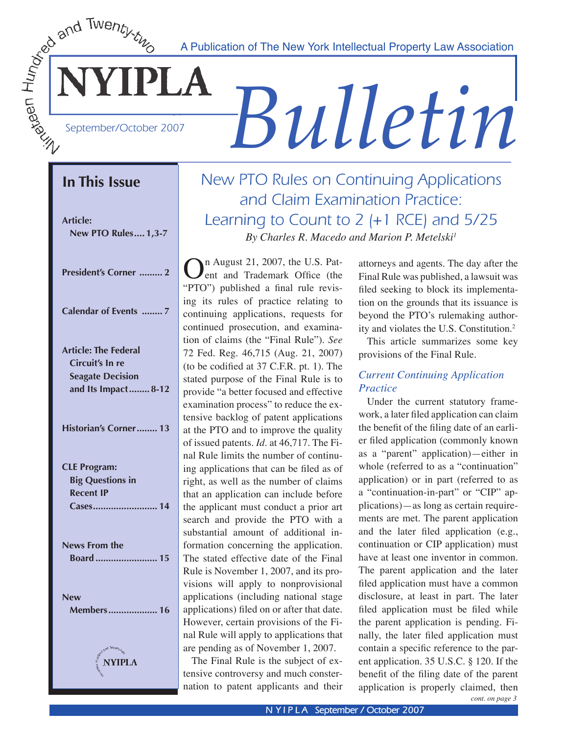A Publication of The New York Intellectual Property Law Association

# NYIPLA Bulletin

September/October 2007

## In This Issue

**Article: New PTO Rules .... 1,3-7**

**President's Corner ......... 2**

**Calendar of Events ........ 7**

**Article: The Federal Circuit's In re Seagate Decision and Its Impact ........ 8-12**

**Historian's Corner ........ 13**

**CLE Program: Big Questions in Recent IP Cases ......................... 14**

**News From the Board ........................ 15**

**New Members ................... 16**

# New PTO Rules on Continuing Applications and Claim Examination Practice: Learning to Count to 2 (+1 RCE) and 5/25

*By Charles R. Macedo and Marion P. Metelski*[1]

On August 21, 2007, the U.S. Patent and Trademark Office (the "PTO") published a final rule revising its rules of practice relating to continuing applications, requests for continued prosecution, and examination of claims (the "Final Rule"). *See* 72 Fed. Reg. 46,715 (Aug. 21, 2007) (to be codified at 37 C.F.R. pt. 1). The stated purpose of the Final Rule is to provide "a better focused and effective examination process" to reduce the extensive backlog of patent applications at the PTO and to improve the quality of issued patents. *Id*. at 46,717. The Final Rule limits the number of continuing applications that can be filed as of right, as well as the number of claims that an application can include before the applicant must conduct a prior art search and provide the PTO with a substantial amount of additional information concerning the application. The stated effective date of the Final Rule is November 1, 2007, and its provisions will apply to nonprovisional applications (including national stage applications) filed on or after that date. However, certain provisions of the Final Rule will apply to applications that are pending as of November 1, 2007.

The Final Rule is the subject of extensive controversy and much consternation to patent applicants and their attorneys and agents. The day after the Final Rule was published, a lawsuit was filed seeking to block its implementation on the grounds that its issuance is beyond the PTO's rulemaking authority and violates the U.S. Constitution.[2]

This article summarizes some key provisions of the Final Rule.

### *Current Continuing Application Practice*

Under the current statutory framework, a later filed application can claim the benefit of the filing date of an earlier filed application (commonly known as a "parent" application)—either in whole (referred to as a "continuation" application) or in part (referred to as a "continuation-in-part" or "CIP" applications)—as long as certain requirements are met. The parent application and the later filed application (e.g., continuation or CIP application) must have at least one inventor in common. The parent application and the later filed application must have a common disclosure, at least in part. The later filed application must be filed while the parent application is pending. Finally, the later filed application must contain a specific reference to the parent application. 35 U.S.C. § 120. If the benefit of the filing date of the parent application is properly claimed, then

*cont. on page 3*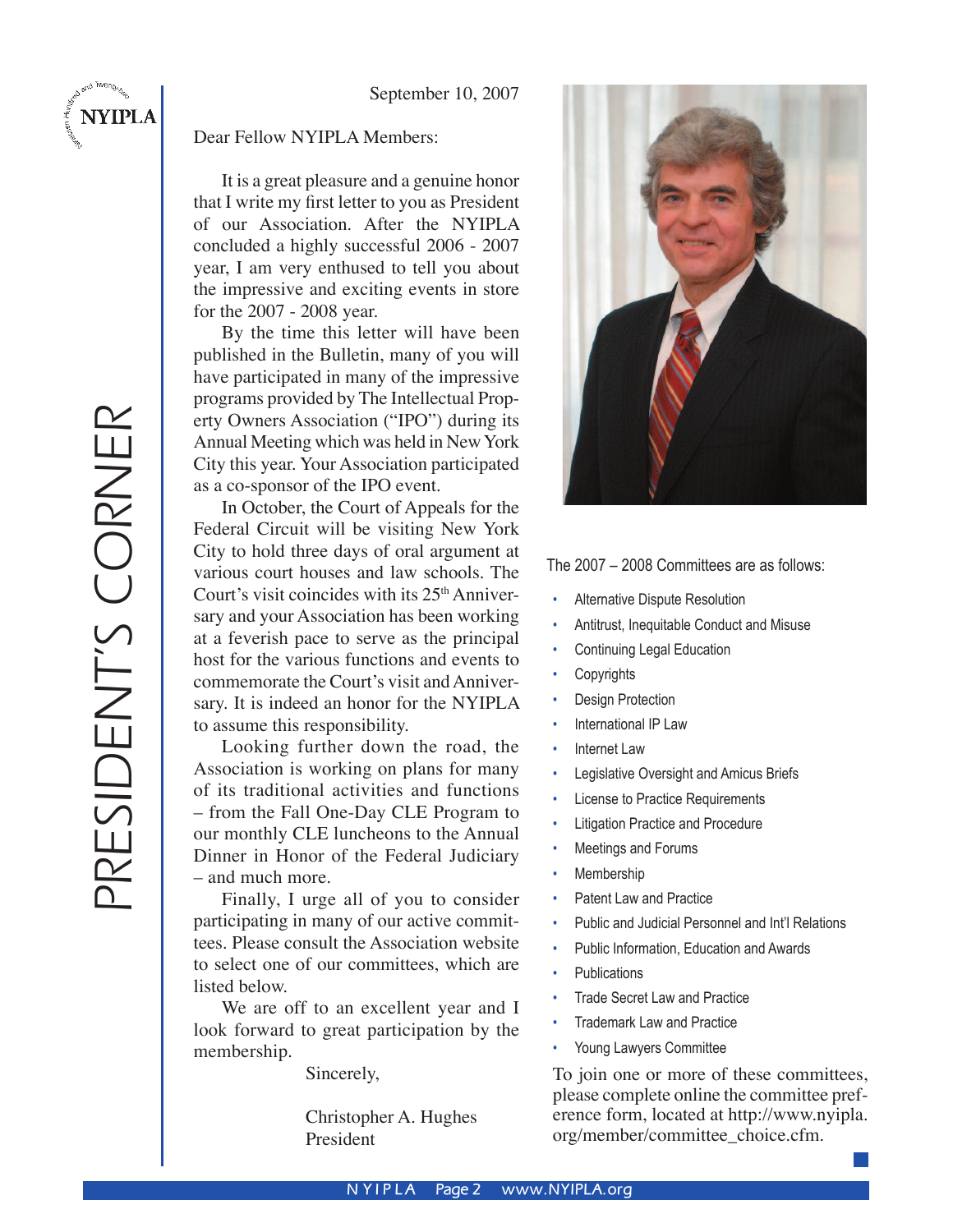# PRESIDENT'S CORNER

September 10, 2007

Dear Fellow NYIPLA Members:

It is a great pleasure and a genuine honor that I write my first letter to you as President of our Association. After the NYIPLA concluded a highly successful 2006 - 2007 year, I am very enthused to tell you about the impressive and exciting events in store for the 2007 - 2008 year.

By the time this letter will have been published in the Bulletin, many of you will have participated in many of the impressive programs provided by The Intellectual Property Owners Association ("IPO") during its Annual Meeting which was held in New York City this year. Your Association participated as a co-sponsor of the IPO event.

In October, the Court of Appeals for the Federal Circuit will be visiting New York City to hold three days of oral argument at various court houses and law schools. The Court's visit coincides with its 25th Anniversary and your Association has been working at a feverish pace to serve as the principal host for the various functions and events to commemorate the Court's visit and Anniversary. It is indeed an honor for the NYIPLA to assume this responsibility.

Looking further down the road, the Association is working on plans for many of its traditional activities and functions – from the Fall One-Day CLE Program to our monthly CLE luncheons to the Annual Dinner in Honor of the Federal Judiciary – and much more.

Finally, I urge all of you to consider participating in many of our active committees. Please consult the Association website to select one of our committees, which are listed below.

We are off to an excellent year and I look forward to great participation by the membership.

Sincerely,

Christopher A. Hughes
President

The 2007 – 2008 Committees are as follows:

- Alternative Dispute Resolution
- Antitrust, Inequitable Conduct and Misuse
- Continuing Legal Education
- Copyrights
- Design Protection
- International IP Law
- Internet Law
- Legislative Oversight and Amicus Briefs
- License to Practice Requirements
- Litigation Practice and Procedure
- Meetings and Forums
- Membership
- Patent Law and Practice
- Public and Judicial Personnel and Int'l Relations
- Public Information, Education and Awards
- Publications
- Trade Secret Law and Practice
- Trademark Law and Practice
- Young Lawyers Committee

To join one or more of these committees, please complete online the committee preference form, located at http://www.nyipla.org/member/committee_choice.cfm.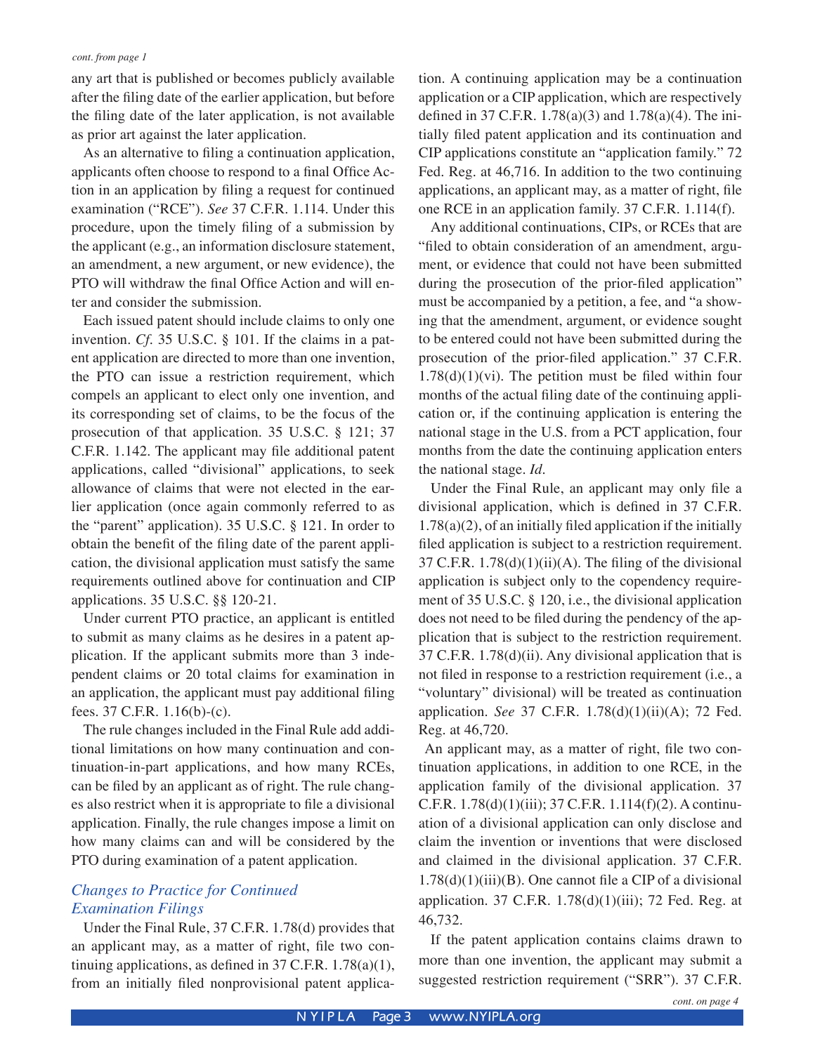*cont. from page 1*

any art that is published or becomes publicly available after the filing date of the earlier application, but before the filing date of the later application, is not available as prior art against the later application.

As an alternative to filing a continuation application, applicants often choose to respond to a final Office Action in an application by filing a request for continued examination ("RCE"). *See* 37 C.F.R. 1.114. Under this procedure, upon the timely filing of a submission by the applicant (e.g., an information disclosure statement, an amendment, a new argument, or new evidence), the PTO will withdraw the final Office Action and will enter and consider the submission.

Each issued patent should include claims to only one invention. *Cf.* 35 U.S.C. § 101. If the claims in a patent application are directed to more than one invention, the PTO can issue a restriction requirement, which compels an applicant to elect only one invention, and its corresponding set of claims, to be the focus of the prosecution of that application. 35 U.S.C. § 121; 37 C.F.R. 1.142. The applicant may file additional patent applications, called "divisional" applications, to seek allowance of claims that were not elected in the earlier application (once again commonly referred to as the "parent" application). 35 U.S.C. § 121. In order to obtain the benefit of the filing date of the parent application, the divisional application must satisfy the same requirements outlined above for continuation and CIP applications. 35 U.S.C. §§ 120-21.

Under current PTO practice, an applicant is entitled to submit as many claims as he desires in a patent application. If the applicant submits more than 3 independent claims or 20 total claims for examination in an application, the applicant must pay additional filing fees. 37 C.F.R. 1.16(b)-(c).

The rule changes included in the Final Rule add additional limitations on how many continuation and continuation-in-part applications, and how many RCEs, can be filed by an applicant as of right. The rule changes also restrict when it is appropriate to file a divisional application. Finally, the rule changes impose a limit on how many claims can and will be considered by the PTO during examination of a patent application.

### *Changes to Practice for Continued Examination Filings*

Under the Final Rule, 37 C.F.R. 1.78(d) provides that an applicant may, as a matter of right, file two continuing applications, as defined in 37 C.F.R. 1.78(a)(1), from an initially filed nonprovisional patent application. A continuing application may be a continuation application or a CIP application, which are respectively defined in 37 C.F.R. 1.78(a)(3) and 1.78(a)(4). The initially filed patent application and its continuation and CIP applications constitute an "application family." 72 Fed. Reg. at 46,716. In addition to the two continuing applications, an applicant may, as a matter of right, file one RCE in an application family. 37 C.F.R. 1.114(f).

Any additional continuations, CIPs, or RCEs that are "filed to obtain consideration of an amendment, argument, or evidence that could not have been submitted during the prosecution of the prior-filed application" must be accompanied by a petition, a fee, and "a showing that the amendment, argument, or evidence sought to be entered could not have been submitted during the prosecution of the prior-filed application." 37 C.F.R. 1.78(d)(1)(vi). The petition must be filed within four months of the actual filing date of the continuing application or, if the continuing application is entering the national stage in the U.S. from a PCT application, four months from the date the continuing application enters the national stage. *Id.*

Under the Final Rule, an applicant may only file a divisional application, which is defined in 37 C.F.R. 1.78(a)(2), of an initially filed application if the initially filed application is subject to a restriction requirement. 37 C.F.R. 1.78(d)(1)(ii)(A). The filing of the divisional application is subject only to the copendency requirement of 35 U.S.C. § 120, i.e., the divisional application does not need to be filed during the pendency of the application that is subject to the restriction requirement. 37 C.F.R. 1.78(d)(ii). Any divisional application that is not filed in response to a restriction requirement (i.e., a "voluntary" divisional) will be treated as continuation application. *See* 37 C.F.R. 1.78(d)(1)(ii)(A); 72 Fed. Reg. at 46,720.

An applicant may, as a matter of right, file two continuation applications, in addition to one RCE, in the application family of the divisional application. 37 C.F.R. 1.78(d)(1)(iii); 37 C.F.R. 1.114(f)(2). A continuation of a divisional application can only disclose and claim the invention or inventions that were disclosed and claimed in the divisional application. 37 C.F.R. 1.78(d)(1)(iii)(B). One cannot file a CIP of a divisional application. 37 C.F.R. 1.78(d)(1)(iii); 72 Fed. Reg. at 46,732.

If the patent application contains claims drawn to more than one invention, the applicant may submit a suggested restriction requirement ("SRR"). 37 C.F.R.

*cont. on page 4*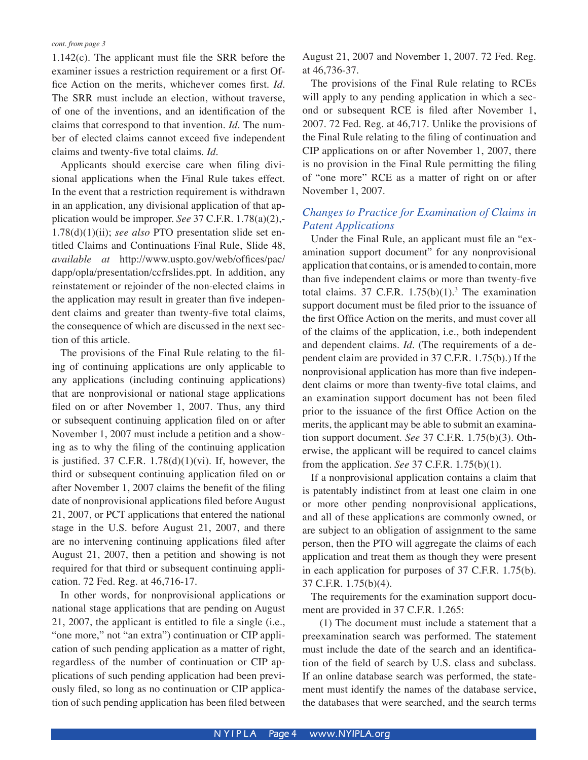*cont. from page 3*

1.142(c). The applicant must file the SRR before the examiner issues a restriction requirement or a first Office Action on the merits, whichever comes first. *Id*. The SRR must include an election, without traverse, of one of the inventions, and an identification of the claims that correspond to that invention. *Id*. The number of elected claims cannot exceed five independent claims and twenty-five total claims. *Id*.

Applicants should exercise care when filing divisional applications when the Final Rule takes effect. In the event that a restriction requirement is withdrawn in an application, any divisional application of that application would be improper. *See* 37 C.F.R. 1.78(a)(2),-1.78(d)(1)(ii); *see also* PTO presentation slide set entitled Claims and Continuations Final Rule, Slide 48, *available at* http://www.uspto.gov/web/offices/pac/dapp/opla/presentation/ccfrslides.ppt. In addition, any reinstatement or rejoinder of the non-elected claims in the application may result in greater than five independent claims and greater than twenty-five total claims, the consequence of which are discussed in the next section of this article.

The provisions of the Final Rule relating to the filing of continuing applications are only applicable to any applications (including continuing applications) that are nonprovisional or national stage applications filed on or after November 1, 2007. Thus, any third or subsequent continuing application filed on or after November 1, 2007 must include a petition and a showing as to why the filing of the continuing application is justified. 37 C.F.R. 1.78(d)(1)(vi). If, however, the third or subsequent continuing application filed on or after November 1, 2007 claims the benefit of the filing date of nonprovisional applications filed before August 21, 2007, or PCT applications that entered the national stage in the U.S. before August 21, 2007, and there are no intervening continuing applications filed after August 21, 2007, then a petition and showing is not required for that third or subsequent continuing application. 72 Fed. Reg. at 46,716-17.

In other words, for nonprovisional applications or national stage applications that are pending on August 21, 2007, the applicant is entitled to file a single (i.e., "one more," not "an extra") continuation or CIP application of such pending application as a matter of right, regardless of the number of continuation or CIP applications of such pending application had been previously filed, so long as no continuation or CIP application of such pending application has been filed between August 21, 2007 and November 1, 2007. 72 Fed. Reg. at 46,736-37.

The provisions of the Final Rule relating to RCEs will apply to any pending application in which a second or subsequent RCE is filed after November 1, 2007. 72 Fed. Reg. at 46,717. Unlike the provisions of the Final Rule relating to the filing of continuation and CIP applications on or after November 1, 2007, there is no provision in the Final Rule permitting the filing of "one more" RCE as a matter of right on or after November 1, 2007.

### *Changes to Practice for Examination of Claims in Patent Applications*

Under the Final Rule, an applicant must file an "examination support document" for any nonprovisional application that contains, or is amended to contain, more than five independent claims or more than twenty-five total claims. 37 C.F.R. 1.75(b)(1).[3] The examination support document must be filed prior to the issuance of the first Office Action on the merits, and must cover all of the claims of the application, i.e., both independent and dependent claims. *Id*. (The requirements of a dependent claim are provided in 37 C.F.R. 1.75(b).) If the nonprovisional application has more than five independent claims or more than twenty-five total claims, and an examination support document has not been filed prior to the issuance of the first Office Action on the merits, the applicant may be able to submit an examination support document. *See* 37 C.F.R. 1.75(b)(3). Otherwise, the applicant will be required to cancel claims from the application. *See* 37 C.F.R. 1.75(b)(1).

If a nonprovisional application contains a claim that is patentably indistinct from at least one claim in one or more other pending nonprovisional applications, and all of these applications are commonly owned, or are subject to an obligation of assignment to the same person, then the PTO will aggregate the claims of each application and treat them as though they were present in each application for purposes of 37 C.F.R. 1.75(b). 37 C.F.R. 1.75(b)(4).

The requirements for the examination support document are provided in 37 C.F.R. 1.265:

(1) The document must include a statement that a preexamination search was performed. The statement must include the date of the search and an identification of the field of search by U.S. class and subclass. If an online database search was performed, the statement must identify the names of the database service, the databases that were searched, and the search terms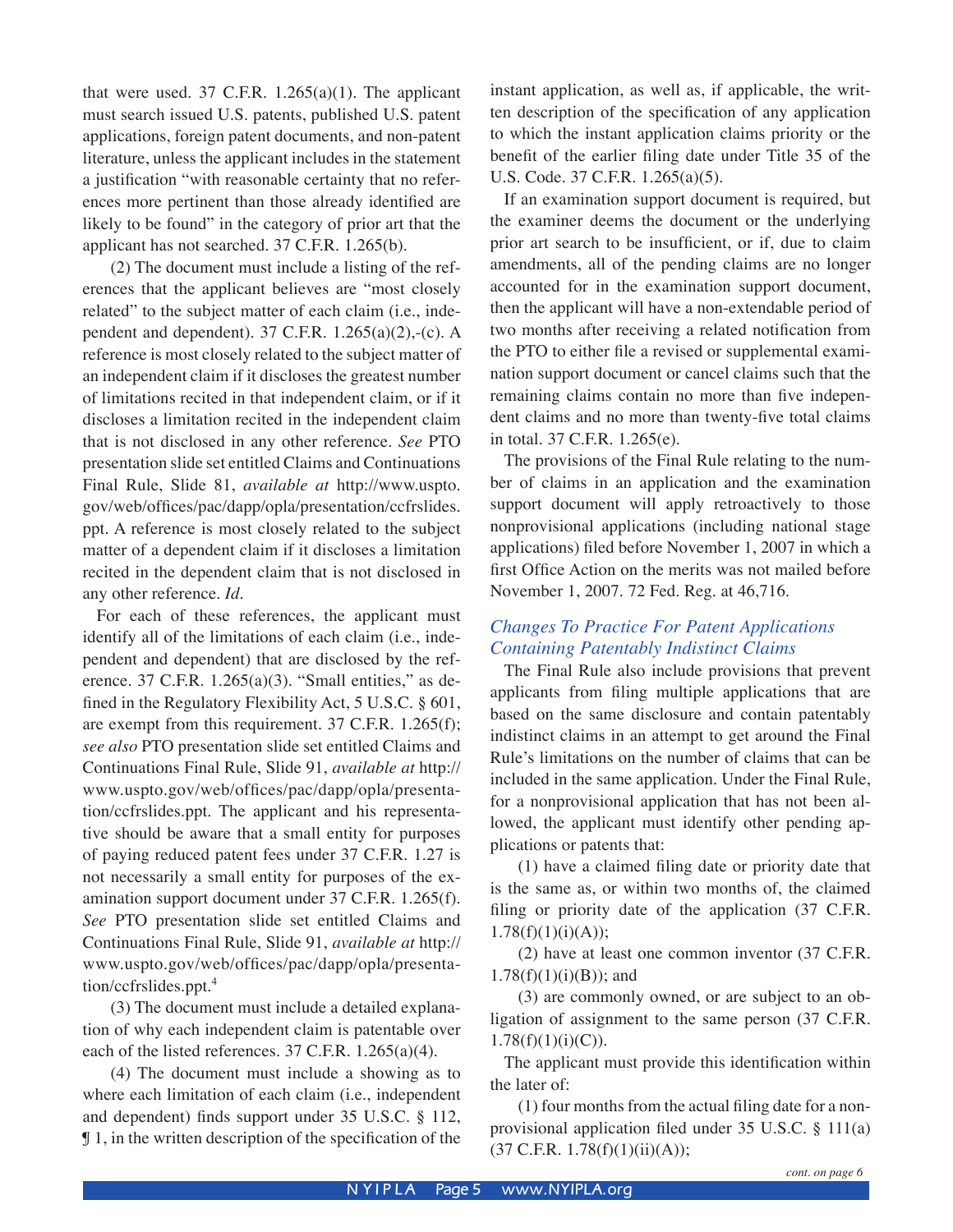that were used. 37 C.F.R. 1.265(a)(1). The applicant must search issued U.S. patents, published U.S. patent applications, foreign patent documents, and non-patent literature, unless the applicant includes in the statement a justification "with reasonable certainty that no references more pertinent than those already identified are likely to be found" in the category of prior art that the applicant has not searched. 37 C.F.R. 1.265(b).

(2) The document must include a listing of the references that the applicant believes are "most closely related" to the subject matter of each claim (i.e., independent and dependent). 37 C.F.R. 1.265(a)(2),-(c). A reference is most closely related to the subject matter of an independent claim if it discloses the greatest number of limitations recited in that independent claim, or if it discloses a limitation recited in the independent claim that is not disclosed in any other reference. *See* PTO presentation slide set entitled Claims and Continuations Final Rule, Slide 81, *available at* http://www.uspto.gov/web/offices/pac/dapp/opla/presentation/ccfrslides.ppt. A reference is most closely related to the subject matter of a dependent claim if it discloses a limitation recited in the dependent claim that is not disclosed in any other reference. *Id.*

For each of these references, the applicant must identify all of the limitations of each claim (i.e., independent and dependent) that are disclosed by the reference. 37 C.F.R. 1.265(a)(3). "Small entities," as defined in the Regulatory Flexibility Act, 5 U.S.C. § 601, are exempt from this requirement. 37 C.F.R. 1.265(f); *see also* PTO presentation slide set entitled Claims and Continuations Final Rule, Slide 91, *available at* http://www.uspto.gov/web/offices/pac/dapp/opla/presentation/ccfrslides.ppt. The applicant and his representative should be aware that a small entity for purposes of paying reduced patent fees under 37 C.F.R. 1.27 is not necessarily a small entity for purposes of the examination support document under 37 C.F.R. 1.265(f). *See* PTO presentation slide set entitled Claims and Continuations Final Rule, Slide 91, *available at* http://www.uspto.gov/web/offices/pac/dapp/opla/presentation/ccfrslides.ppt.[4]

(3) The document must include a detailed explanation of why each independent claim is patentable over each of the listed references. 37 C.F.R. 1.265(a)(4).

(4) The document must include a showing as to where each limitation of each claim (i.e., independent and dependent) finds support under 35 U.S.C. § 112, ¶ 1, in the written description of the specification of the instant application, as well as, if applicable, the written description of the specification of any application to which the instant application claims priority or the benefit of the earlier filing date under Title 35 of the U.S. Code. 37 C.F.R. 1.265(a)(5).

If an examination support document is required, but the examiner deems the document or the underlying prior art search to be insufficient, or if, due to claim amendments, all of the pending claims are no longer accounted for in the examination support document, then the applicant will have a non-extendable period of two months after receiving a related notification from the PTO to either file a revised or supplemental examination support document or cancel claims such that the remaining claims contain no more than five independent claims and no more than twenty-five total claims in total. 37 C.F.R. 1.265(e).

The provisions of the Final Rule relating to the number of claims in an application and the examination support document will apply retroactively to those nonprovisional applications (including national stage applications) filed before November 1, 2007 in which a first Office Action on the merits was not mailed before November 1, 2007. 72 Fed. Reg. at 46,716.

### *Changes To Practice For Patent Applications Containing Patentably Indistinct Claims*

The Final Rule also include provisions that prevent applicants from filing multiple applications that are based on the same disclosure and contain patentably indistinct claims in an attempt to get around the Final Rule's limitations on the number of claims that can be included in the same application. Under the Final Rule, for a nonprovisional application that has not been allowed, the applicant must identify other pending applications or patents that:

(1) have a claimed filing date or priority date that is the same as, or within two months of, the claimed filing or priority date of the application (37 C.F.R. 1.78(f)(1)(i)(A));

(2) have at least one common inventor (37 C.F.R. 1.78(f)(1)(i)(B)); and

(3) are commonly owned, or are subject to an obligation of assignment to the same person (37 C.F.R. 1.78(f)(1)(i)(C)).

The applicant must provide this identification within the later of:

(1) four months from the actual filing date for a nonprovisional application filed under 35 U.S.C. § 111(a) (37 C.F.R. 1.78(f)(1)(ii)(A));

*cont. on page 6*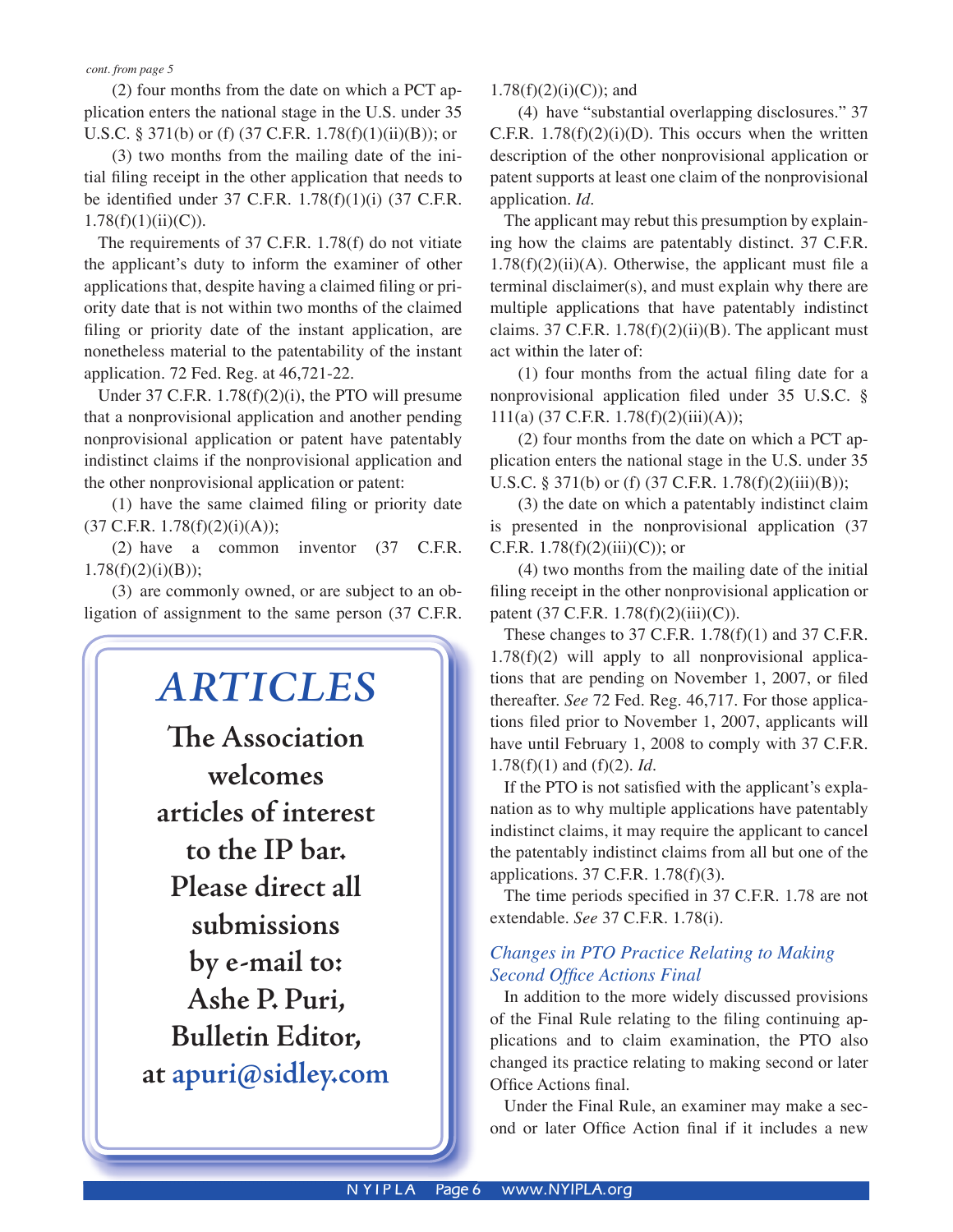*cont. from page 5*

(2) four months from the date on which a PCT application enters the national stage in the U.S. under 35 U.S.C. § 371(b) or (f) (37 C.F.R. 1.78(f)(1)(ii)(B)); or

(3) two months from the mailing date of the initial filing receipt in the other application that needs to be identified under 37 C.F.R. 1.78(f)(1)(i) (37 C.F.R. 1.78(f)(1)(ii)(C)).

The requirements of 37 C.F.R. 1.78(f) do not vitiate the applicant's duty to inform the examiner of other applications that, despite having a claimed filing or priority date that is not within two months of the claimed filing or priority date of the instant application, are nonetheless material to the patentability of the instant application. 72 Fed. Reg. at 46,721-22.

Under 37 C.F.R. 1.78(f)(2)(i), the PTO will presume that a nonprovisional application and another pending nonprovisional application or patent have patentably indistinct claims if the nonprovisional application and the other nonprovisional application or patent:

(1) have the same claimed filing or priority date (37 C.F.R. 1.78(f)(2)(i)(A));

(2) have a common inventor (37 C.F.R. 1.78(f)(2)(i)(B));

(3) are commonly owned, or are subject to an obligation of assignment to the same person (37 C.F.R. 1.78(f)(2)(i)(C)); and

(4) have "substantial overlapping disclosures." 37 C.F.R. 1.78(f)(2)(i)(D). This occurs when the written description of the other nonprovisional application or patent supports at least one claim of the nonprovisional application. *Id.*

The applicant may rebut this presumption by explaining how the claims are patentably distinct. 37 C.F.R. 1.78(f)(2)(ii)(A). Otherwise, the applicant must file a terminal disclaimer(s), and must explain why there are multiple applications that have patentably indistinct claims. 37 C.F.R. 1.78(f)(2)(ii)(B). The applicant must act within the later of:

(1) four months from the actual filing date for a nonprovisional application filed under 35 U.S.C. § 111(a) (37 C.F.R. 1.78(f)(2)(iii)(A));

(2) four months from the date on which a PCT application enters the national stage in the U.S. under 35 U.S.C. § 371(b) or (f) (37 C.F.R. 1.78(f)(2)(iii)(B));

(3) the date on which a patentably indistinct claim is presented in the nonprovisional application (37 C.F.R. 1.78(f)(2)(iii)(C)); or

(4) two months from the mailing date of the initial filing receipt in the other nonprovisional application or patent (37 C.F.R. 1.78(f)(2)(iii)(C)).

These changes to 37 C.F.R. 1.78(f)(1) and 37 C.F.R. 1.78(f)(2) will apply to all nonprovisional applications that are pending on November 1, 2007, or filed thereafter. *See* 72 Fed. Reg. 46,717. For those applications filed prior to November 1, 2007, applicants will have until February 1, 2008 to comply with 37 C.F.R. 1.78(f)(1) and (f)(2). *Id.*

If the PTO is not satisfied with the applicant's explanation as to why multiple applications have patentably indistinct claims, it may require the applicant to cancel the patentably indistinct claims from all but one of the applications. 37 C.F.R. 1.78(f)(3).

The time periods specified in 37 C.F.R. 1.78 are not extendable. *See* 37 C.F.R. 1.78(i).

### *Changes in PTO Practice Relating to Making Second Office Actions Final*

In addition to the more widely discussed provisions of the Final Rule relating to the filing continuing applications and to claim examination, the PTO also changed its practice relating to making second or later Office Actions final.

Under the Final Rule, an examiner may make a second or later Office Action final if it includes a new

---

## *ARTICLES*

**The Association welcomes articles of interest to the IP bar. Please direct all submissions by e-mail to: Ashe P. Puri, Bulletin Editor, at apuri@sidley.com**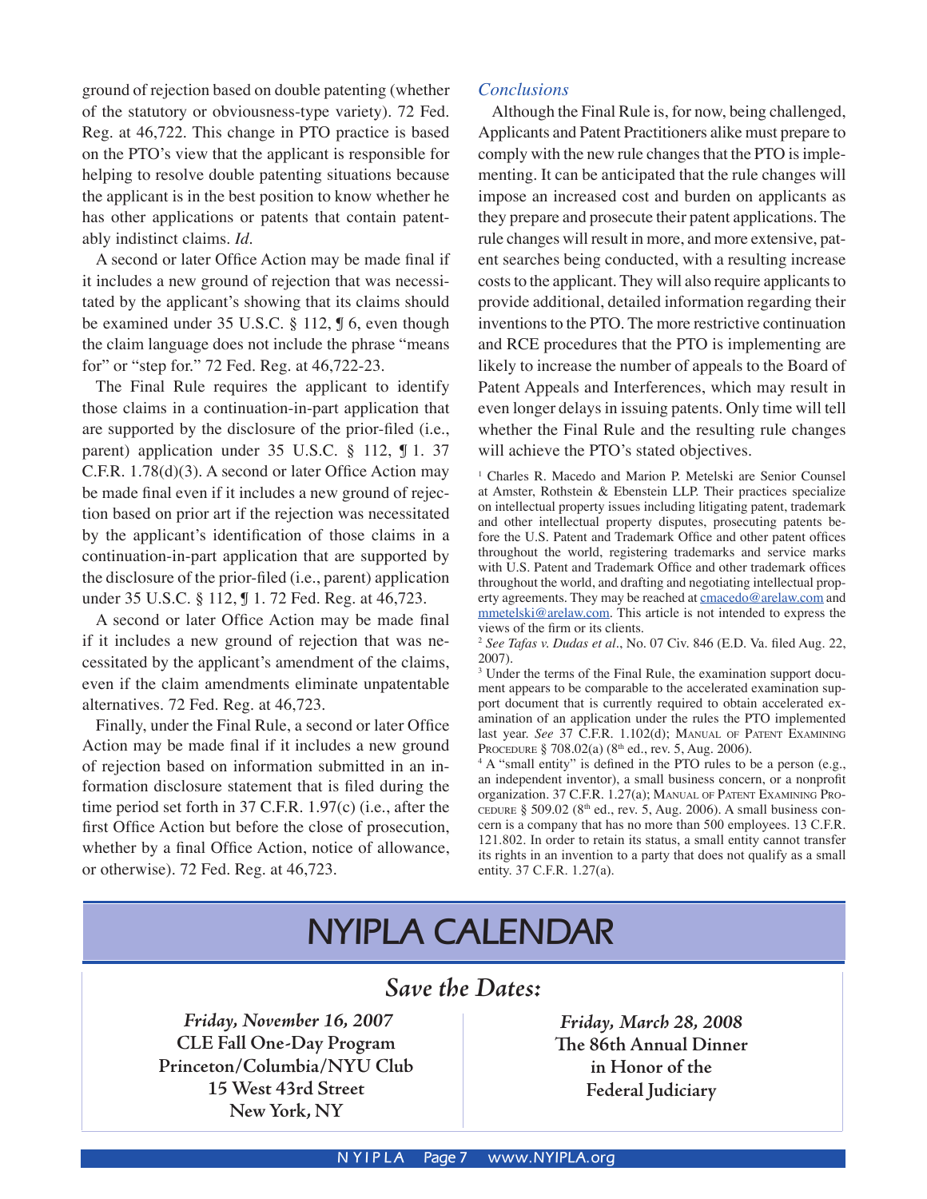ground of rejection based on double patenting (whether of the statutory or obviousness-type variety). 72 Fed. Reg. at 46,722. This change in PTO practice is based on the PTO's view that the applicant is responsible for helping to resolve double patenting situations because the applicant is in the best position to know whether he has other applications or patents that contain patentably indistinct claims. *Id.*

A second or later Office Action may be made final if it includes a new ground of rejection that was necessitated by the applicant's showing that its claims should be examined under 35 U.S.C. § 112, ¶ 6, even though the claim language does not include the phrase "means for" or "step for." 72 Fed. Reg. at 46,722-23.

The Final Rule requires the applicant to identify those claims in a continuation-in-part application that are supported by the disclosure of the prior-filed (i.e., parent) application under 35 U.S.C. § 112, ¶ 1. 37 C.F.R. 1.78(d)(3). A second or later Office Action may be made final even if it includes a new ground of rejection based on prior art if the rejection was necessitated by the applicant's identification of those claims in a continuation-in-part application that are supported by the disclosure of the prior-filed (i.e., parent) application under 35 U.S.C. § 112, ¶ 1. 72 Fed. Reg. at 46,723.

A second or later Office Action may be made final if it includes a new ground of rejection that was necessitated by the applicant's amendment of the claims, even if the claim amendments eliminate unpatentable alternatives. 72 Fed. Reg. at 46,723.

Finally, under the Final Rule, a second or later Office Action may be made final if it includes a new ground of rejection based on information submitted in an information disclosure statement that is filed during the time period set forth in 37 C.F.R. 1.97(c) (i.e., after the first Office Action but before the close of prosecution, whether by a final Office Action, notice of allowance, or otherwise). 72 Fed. Reg. at 46,723.

### *Conclusions*

Although the Final Rule is, for now, being challenged, Applicants and Patent Practitioners alike must prepare to comply with the new rule changes that the PTO is implementing. It can be anticipated that the rule changes will impose an increased cost and burden on applicants as they prepare and prosecute their patent applications. The rule changes will result in more, and more extensive, patent searches being conducted, with a resulting increase costs to the applicant. They will also require applicants to provide additional, detailed information regarding their inventions to the PTO. The more restrictive continuation and RCE procedures that the PTO is implementing are likely to increase the number of appeals to the Board of Patent Appeals and Interferences, which may result in even longer delays in issuing patents. Only time will tell whether the Final Rule and the resulting rule changes will achieve the PTO's stated objectives.

[1] Charles R. Macedo and Marion P. Metelski are Senior Counsel at Amster, Rothstein & Ebenstein LLP. Their practices specialize on intellectual property issues including litigating patent, trademark and other intellectual property disputes, prosecuting patents before the U.S. Patent and Trademark Office and other patent offices throughout the world, registering trademarks and service marks with U.S. Patent and Trademark Office and other trademark offices throughout the world, and drafting and negotiating intellectual property agreements. They may be reached at cmacedo@arelaw.com and mmetelski@arelaw.com. This article is not intended to express the views of the firm or its clients.

[2] *See Tafas v. Dudas et al.*, No. 07 Civ. 846 (E.D. Va. filed Aug. 22, 2007).

[3] Under the terms of the Final Rule, the examination support document appears to be comparable to the accelerated examination support document that is currently required to obtain accelerated examination of an application under the rules the PTO implemented last year. *See* 37 C.F.R. 1.102(d); Manual of Patent Examining Procedure § 708.02(a) (8th ed., rev. 5, Aug. 2006).

[4] A "small entity" is defined in the PTO rules to be a person (e.g., an independent inventor), a small business concern, or a nonprofit organization. 37 C.F.R. 1.27(a); Manual of Patent Examining Procedure § 509.02 (8th ed., rev. 5, Aug. 2006). A small business concern is a company that has no more than 500 employees. 13 C.F.R. 121.802. In order to retain its status, a small entity cannot transfer its rights in an invention to a party that does not qualify as a small entity. 37 C.F.R. 1.27(a).

# NYIPLA CALENDAR

## *Save the Dates:*

***Friday, November 16, 2007***
**CLE Fall One-Day Program**
**Princeton/Columbia/NYU Club**
**15 West 43rd Street**
**New York, NY**

***Friday, March 28, 2008***
**The 86th Annual Dinner**
**in Honor of the**
**Federal Judiciary**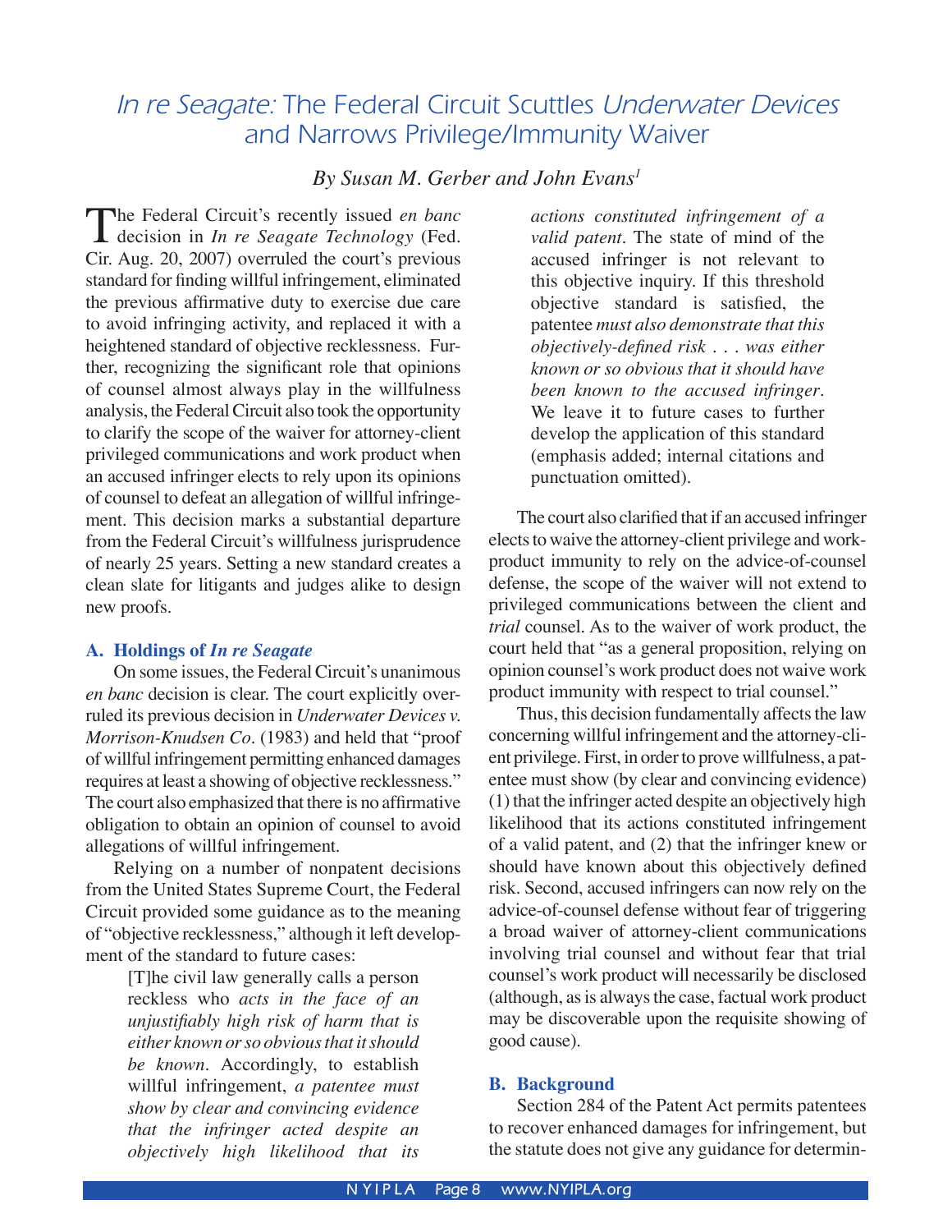# *In re Seagate:* The Federal Circuit Scuttles *Underwater Devices* and Narrows Privilege/Immunity Waiver

*By Susan M. Gerber and John Evans*[1]

The Federal Circuit's recently issued *en banc* decision in *In re Seagate Technology* (Fed. Cir. Aug. 20, 2007) overruled the court's previous standard for finding willful infringement, eliminated the previous affirmative duty to exercise due care to avoid infringing activity, and replaced it with a heightened standard of objective recklessness. Further, recognizing the significant role that opinions of counsel almost always play in the willfulness analysis, the Federal Circuit also took the opportunity to clarify the scope of the waiver for attorney-client privileged communications and work product when an accused infringer elects to rely upon its opinions of counsel to defeat an allegation of willful infringement. This decision marks a substantial departure from the Federal Circuit's willfulness jurisprudence of nearly 25 years. Setting a new standard creates a clean slate for litigants and judges alike to design new proofs.

## A. Holdings of *In re Seagate*

On some issues, the Federal Circuit's unanimous *en banc* decision is clear. The court explicitly overruled its previous decision in *Underwater Devices v. Morrison-Knudsen Co.* (1983) and held that "proof of willful infringement permitting enhanced damages requires at least a showing of objective recklessness." The court also emphasized that there is no affirmative obligation to obtain an opinion of counsel to avoid allegations of willful infringement.

Relying on a number of nonpatent decisions from the United States Supreme Court, the Federal Circuit provided some guidance as to the meaning of "objective recklessness," although it left development of the standard to future cases:

> [T]he civil law generally calls a person reckless who *acts in the face of an unjustifiably high risk of harm that is either known or so obvious that it should be known*. Accordingly, to establish willful infringement, *a patentee must show by clear and convincing evidence that the infringer acted despite an objectively high likelihood that its actions constituted infringement of a valid patent*. The state of mind of the accused infringer is not relevant to this objective inquiry. If this threshold objective standard is satisfied, the patentee *must also demonstrate that this objectively-defined risk . . . was either known or so obvious that it should have been known to the accused infringer*. We leave it to future cases to further develop the application of this standard (emphasis added; internal citations and punctuation omitted).

The court also clarified that if an accused infringer elects to waive the attorney-client privilege and work-product immunity to rely on the advice-of-counsel defense, the scope of the waiver will not extend to privileged communications between the client and *trial* counsel. As to the waiver of work product, the court held that "as a general proposition, relying on opinion counsel's work product does not waive work product immunity with respect to trial counsel."

Thus, this decision fundamentally affects the law concerning willful infringement and the attorney-client privilege. First, in order to prove willfulness, a patentee must show (by clear and convincing evidence) (1) that the infringer acted despite an objectively high likelihood that its actions constituted infringement of a valid patent, and (2) that the infringer knew or should have known about this objectively defined risk. Second, accused infringers can now rely on the advice-of-counsel defense without fear of triggering a broad waiver of attorney-client communications involving trial counsel and without fear that trial counsel's work product will necessarily be disclosed (although, as is always the case, factual work product may be discoverable upon the requisite showing of good cause).

## B. Background

Section 284 of the Patent Act permits patentees to recover enhanced damages for infringement, but the statute does not give any guidance for determin-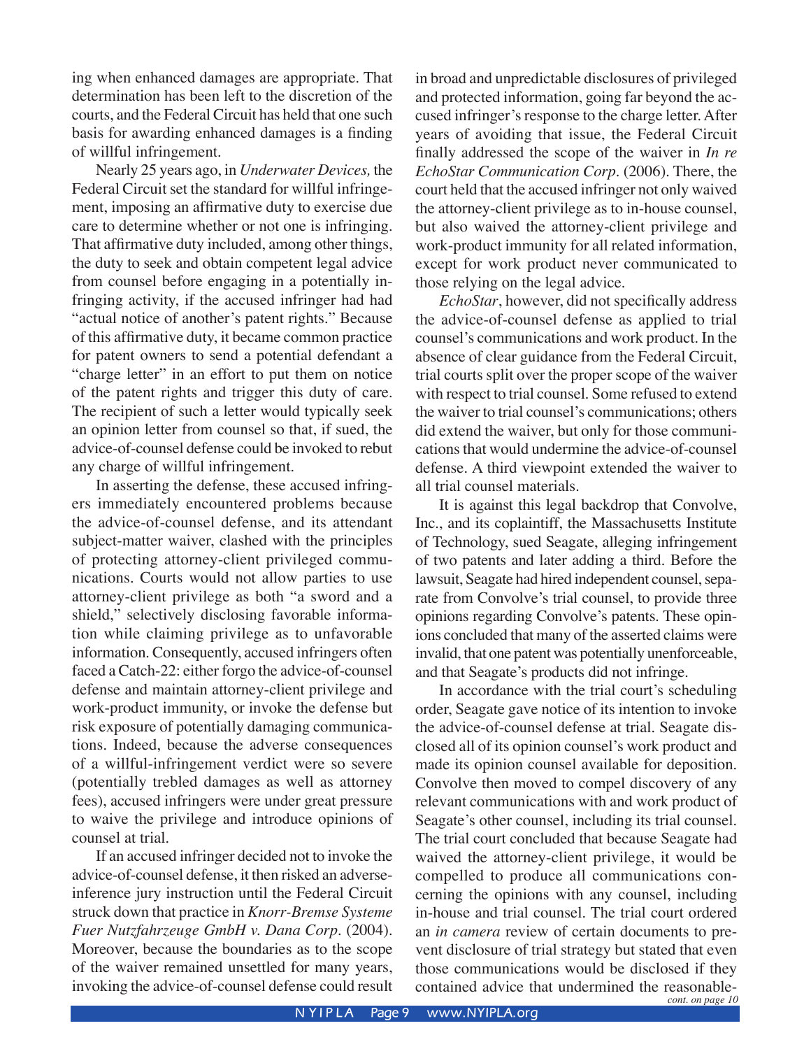ing when enhanced damages are appropriate. That determination has been left to the discretion of the courts, and the Federal Circuit has held that one such basis for awarding enhanced damages is a finding of willful infringement.

Nearly 25 years ago, in *Underwater Devices,* the Federal Circuit set the standard for willful infringement, imposing an affirmative duty to exercise due care to determine whether or not one is infringing. That affirmative duty included, among other things, the duty to seek and obtain competent legal advice from counsel before engaging in a potentially infringing activity, if the accused infringer had had "actual notice of another's patent rights." Because of this affirmative duty, it became common practice for patent owners to send a potential defendant a "charge letter" in an effort to put them on notice of the patent rights and trigger this duty of care. The recipient of such a letter would typically seek an opinion letter from counsel so that, if sued, the advice-of-counsel defense could be invoked to rebut any charge of willful infringement.

In asserting the defense, these accused infringers immediately encountered problems because the advice-of-counsel defense, and its attendant subject-matter waiver, clashed with the principles of protecting attorney-client privileged communications. Courts would not allow parties to use attorney-client privilege as both "a sword and a shield," selectively disclosing favorable information while claiming privilege as to unfavorable information. Consequently, accused infringers often faced a Catch-22: either forgo the advice-of-counsel defense and maintain attorney-client privilege and work-product immunity, or invoke the defense but risk exposure of potentially damaging communications. Indeed, because the adverse consequences of a willful-infringement verdict were so severe (potentially trebled damages as well as attorney fees), accused infringers were under great pressure to waive the privilege and introduce opinions of counsel at trial.

If an accused infringer decided not to invoke the advice-of-counsel defense, it then risked an adverse-inference jury instruction until the Federal Circuit struck down that practice in *Knorr-Bremse Systeme Fuer Nutzfahrzeuge GmbH v. Dana Corp*. (2004). Moreover, because the boundaries as to the scope of the waiver remained unsettled for many years, invoking the advice-of-counsel defense could result in broad and unpredictable disclosures of privileged and protected information, going far beyond the accused infringer's response to the charge letter. After years of avoiding that issue, the Federal Circuit finally addressed the scope of the waiver in *In re EchoStar Communication Corp*. (2006). There, the court held that the accused infringer not only waived the attorney-client privilege as to in-house counsel, but also waived the attorney-client privilege and work-product immunity for all related information, except for work product never communicated to those relying on the legal advice.

*EchoStar*, however, did not specifically address the advice-of-counsel defense as applied to trial counsel's communications and work product. In the absence of clear guidance from the Federal Circuit, trial courts split over the proper scope of the waiver with respect to trial counsel. Some refused to extend the waiver to trial counsel's communications; others did extend the waiver, but only for those communications that would undermine the advice-of-counsel defense. A third viewpoint extended the waiver to all trial counsel materials.

It is against this legal backdrop that Convolve, Inc., and its coplaintiff, the Massachusetts Institute of Technology, sued Seagate, alleging infringement of two patents and later adding a third. Before the lawsuit, Seagate had hired independent counsel, separate from Convolve's trial counsel, to provide three opinions regarding Convolve's patents. These opinions concluded that many of the asserted claims were invalid, that one patent was potentially unenforceable, and that Seagate's products did not infringe.

In accordance with the trial court's scheduling order, Seagate gave notice of its intention to invoke the advice-of-counsel defense at trial. Seagate disclosed all of its opinion counsel's work product and made its opinion counsel available for deposition. Convolve then moved to compel discovery of any relevant communications with and work product of Seagate's other counsel, including its trial counsel. The trial court concluded that because Seagate had waived the attorney-client privilege, it would be compelled to produce all communications concerning the opinions with any counsel, including in-house and trial counsel. The trial court ordered an *in camera* review of certain documents to prevent disclosure of trial strategy but stated that even those communications would be disclosed if they contained advice that undermined the reasonable-

*cont. on page 10*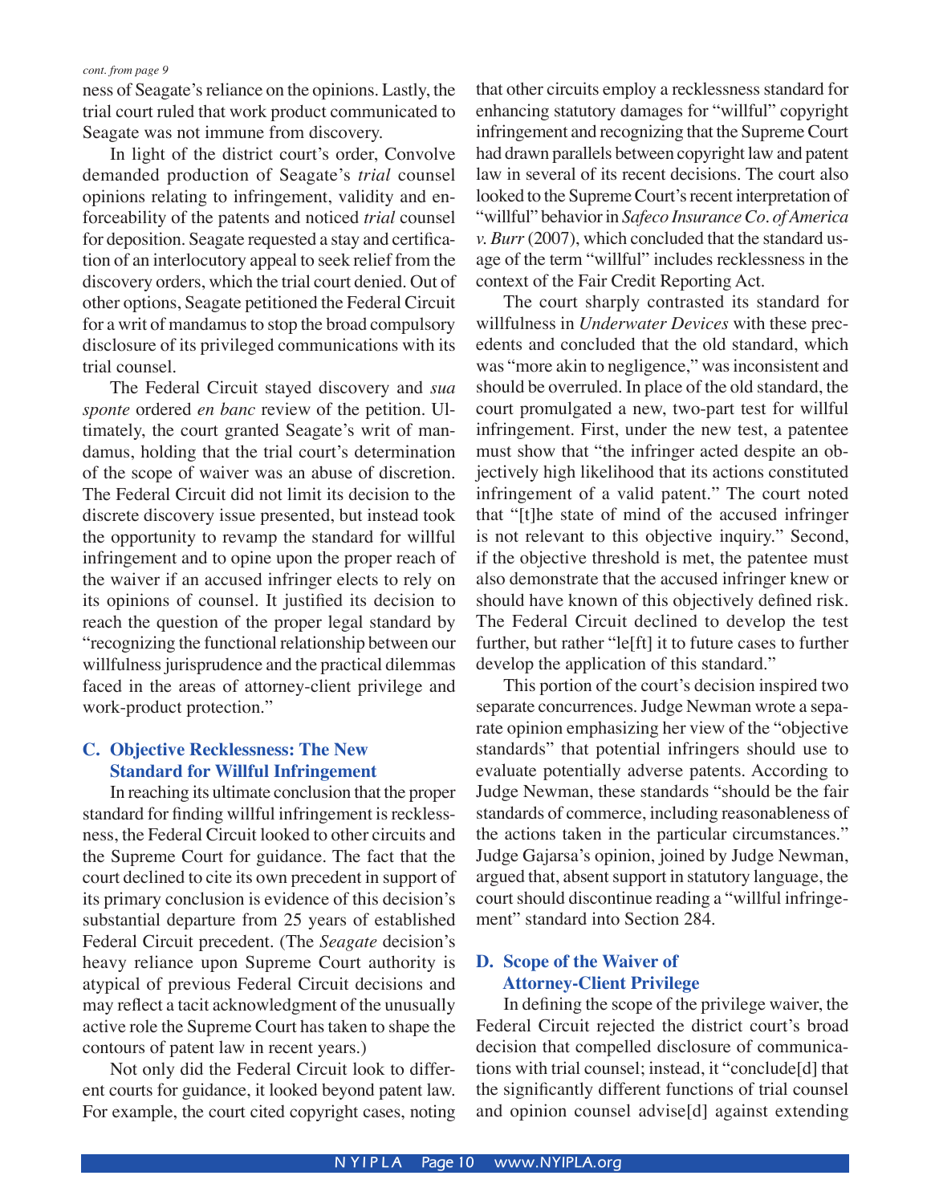*cont. from page 9*

ness of Seagate's reliance on the opinions. Lastly, the trial court ruled that work product communicated to Seagate was not immune from discovery.

In light of the district court's order, Convolve demanded production of Seagate's *trial* counsel opinions relating to infringement, validity and enforceability of the patents and noticed *trial* counsel for deposition. Seagate requested a stay and certification of an interlocutory appeal to seek relief from the discovery orders, which the trial court denied. Out of other options, Seagate petitioned the Federal Circuit for a writ of mandamus to stop the broad compulsory disclosure of its privileged communications with its trial counsel.

The Federal Circuit stayed discovery and *sua sponte* ordered *en banc* review of the petition. Ultimately, the court granted Seagate's writ of mandamus, holding that the trial court's determination of the scope of waiver was an abuse of discretion. The Federal Circuit did not limit its decision to the discrete discovery issue presented, but instead took the opportunity to revamp the standard for willful infringement and to opine upon the proper reach of the waiver if an accused infringer elects to rely on its opinions of counsel. It justified its decision to reach the question of the proper legal standard by "recognizing the functional relationship between our willfulness jurisprudence and the practical dilemmas faced in the areas of attorney-client privilege and work-product protection."

### C. Objective Recklessness: The New Standard for Willful Infringement

In reaching its ultimate conclusion that the proper standard for finding willful infringement is recklessness, the Federal Circuit looked to other circuits and the Supreme Court for guidance. The fact that the court declined to cite its own precedent in support of its primary conclusion is evidence of this decision's substantial departure from 25 years of established Federal Circuit precedent. (The *Seagate* decision's heavy reliance upon Supreme Court authority is atypical of previous Federal Circuit decisions and may reflect a tacit acknowledgment of the unusually active role the Supreme Court has taken to shape the contours of patent law in recent years.)

Not only did the Federal Circuit look to different courts for guidance, it looked beyond patent law. For example, the court cited copyright cases, noting that other circuits employ a recklessness standard for enhancing statutory damages for "willful" copyright infringement and recognizing that the Supreme Court had drawn parallels between copyright law and patent law in several of its recent decisions. The court also looked to the Supreme Court's recent interpretation of "willful" behavior in *Safeco Insurance Co. of America v. Burr* (2007), which concluded that the standard usage of the term "willful" includes recklessness in the context of the Fair Credit Reporting Act.

The court sharply contrasted its standard for willfulness in *Underwater Devices* with these precedents and concluded that the old standard, which was "more akin to negligence," was inconsistent and should be overruled. In place of the old standard, the court promulgated a new, two-part test for willful infringement. First, under the new test, a patentee must show that "the infringer acted despite an objectively high likelihood that its actions constituted infringement of a valid patent." The court noted that "[t]he state of mind of the accused infringer is not relevant to this objective inquiry." Second, if the objective threshold is met, the patentee must also demonstrate that the accused infringer knew or should have known of this objectively defined risk. The Federal Circuit declined to develop the test further, but rather "le[ft] it to future cases to further develop the application of this standard."

This portion of the court's decision inspired two separate concurrences. Judge Newman wrote a separate opinion emphasizing her view of the "objective standards" that potential infringers should use to evaluate potentially adverse patents. According to Judge Newman, these standards "should be the fair standards of commerce, including reasonableness of the actions taken in the particular circumstances." Judge Gajarsa's opinion, joined by Judge Newman, argued that, absent support in statutory language, the court should discontinue reading a "willful infringement" standard into Section 284.

### D. Scope of the Waiver of Attorney-Client Privilege

In defining the scope of the privilege waiver, the Federal Circuit rejected the district court's broad decision that compelled disclosure of communications with trial counsel; instead, it "conclude[d] that the significantly different functions of trial counsel and opinion counsel advise[d] against extending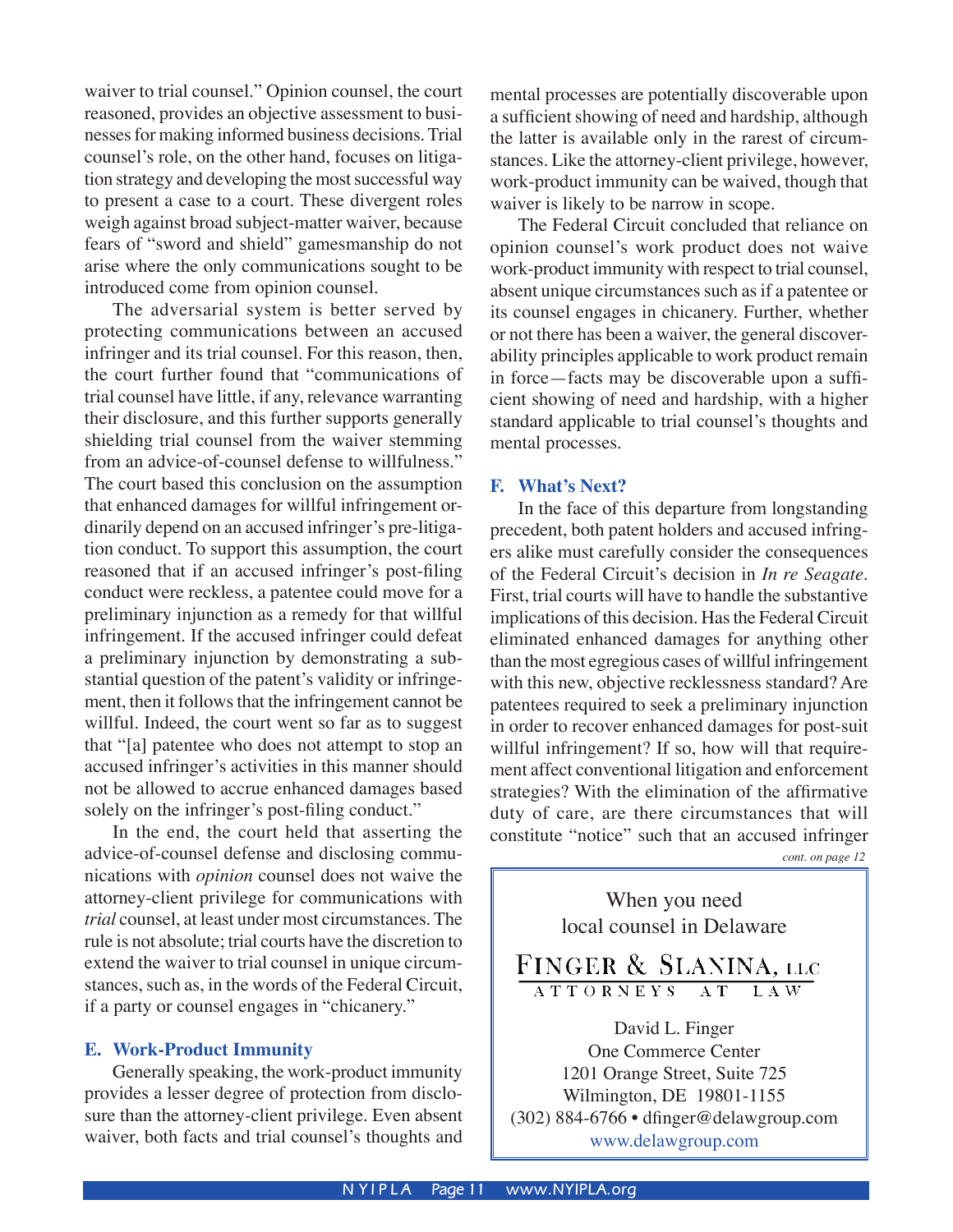waiver to trial counsel." Opinion counsel, the court reasoned, provides an objective assessment to businesses for making informed business decisions. Trial counsel's role, on the other hand, focuses on litigation strategy and developing the most successful way to present a case to a court. These divergent roles weigh against broad subject-matter waiver, because fears of "sword and shield" gamesmanship do not arise where the only communications sought to be introduced come from opinion counsel.

The adversarial system is better served by protecting communications between an accused infringer and its trial counsel. For this reason, then, the court further found that "communications of trial counsel have little, if any, relevance warranting their disclosure, and this further supports generally shielding trial counsel from the waiver stemming from an advice-of-counsel defense to willfulness." The court based this conclusion on the assumption that enhanced damages for willful infringement ordinarily depend on an accused infringer's pre-litigation conduct. To support this assumption, the court reasoned that if an accused infringer's post-filing conduct were reckless, a patentee could move for a preliminary injunction as a remedy for that willful infringement. If the accused infringer could defeat a preliminary injunction by demonstrating a substantial question of the patent's validity or infringement, then it follows that the infringement cannot be willful. Indeed, the court went so far as to suggest that "[a] patentee who does not attempt to stop an accused infringer's activities in this manner should not be allowed to accrue enhanced damages based solely on the infringer's post-filing conduct."

In the end, the court held that asserting the advice-of-counsel defense and disclosing communications with *opinion* counsel does not waive the attorney-client privilege for communications with *trial* counsel, at least under most circumstances. The rule is not absolute; trial courts have the discretion to extend the waiver to trial counsel in unique circumstances, such as, in the words of the Federal Circuit, if a party or counsel engages in "chicanery."

## E. Work-Product Immunity

Generally speaking, the work-product immunity provides a lesser degree of protection from disclosure than the attorney-client privilege. Even absent waiver, both facts and trial counsel's thoughts and mental processes are potentially discoverable upon a sufficient showing of need and hardship, although the latter is available only in the rarest of circumstances. Like the attorney-client privilege, however, work-product immunity can be waived, though that waiver is likely to be narrow in scope.

The Federal Circuit concluded that reliance on opinion counsel's work product does not waive work-product immunity with respect to trial counsel, absent unique circumstances such as if a patentee or its counsel engages in chicanery. Further, whether or not there has been a waiver, the general discoverability principles applicable to work product remain in force—facts may be discoverable upon a sufficient showing of need and hardship, with a higher standard applicable to trial counsel's thoughts and mental processes.

## F. What's Next?

In the face of this departure from longstanding precedent, both patent holders and accused infringers alike must carefully consider the consequences of the Federal Circuit's decision in *In re Seagate*. First, trial courts will have to handle the substantive implications of this decision. Has the Federal Circuit eliminated enhanced damages for anything other than the most egregious cases of willful infringement with this new, objective recklessness standard? Are patentees required to seek a preliminary injunction in order to recover enhanced damages for post-suit willful infringement? If so, how will that requirement affect conventional litigation and enforcement strategies? With the elimination of the affirmative duty of care, are there circumstances that will constitute "notice" such that an accused infringer

*cont. on page 12*

When you need
local counsel in Delaware

FINGER & SLANINA, LLC
ATTORNEYS AT LAW

David L. Finger
One Commerce Center
1201 Orange Street, Suite 725
Wilmington, DE 19801-1155
(302) 884-6766 • dfinger@delawgroup.com
www.delawgroup.com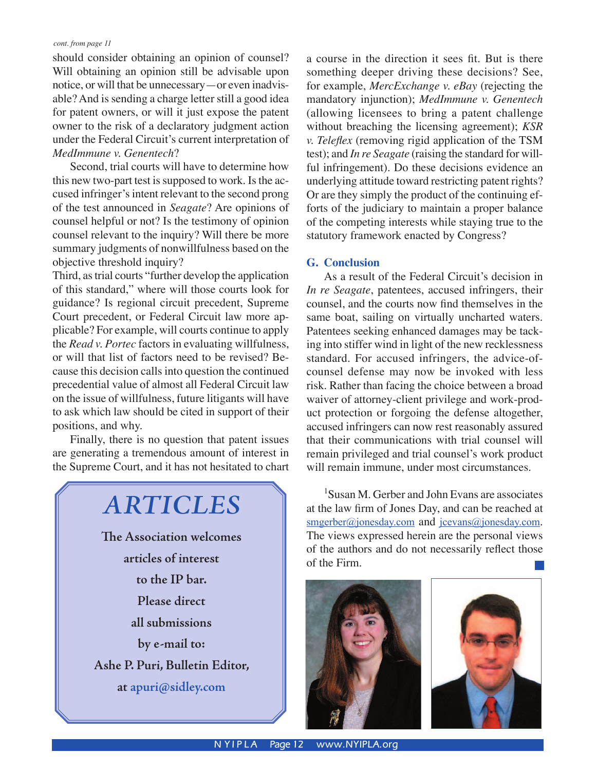*cont. from page 11*

should consider obtaining an opinion of counsel? Will obtaining an opinion still be advisable upon notice, or will that be unnecessary—or even inadvisable? And is sending a charge letter still a good idea for patent owners, or will it just expose the patent owner to the risk of a declaratory judgment action under the Federal Circuit's current interpretation of *MedImmune v. Genentech*?

Second, trial courts will have to determine how this new two-part test is supposed to work. Is the accused infringer's intent relevant to the second prong of the test announced in *Seagate*? Are opinions of counsel helpful or not? Is the testimony of opinion counsel relevant to the inquiry? Will there be more summary judgments of nonwillfulness based on the objective threshold inquiry?

Third, as trial courts "further develop the application of this standard," where will those courts look for guidance? Is regional circuit precedent, Supreme Court precedent, or Federal Circuit law more applicable? For example, will courts continue to apply the *Read v. Portec* factors in evaluating willfulness, or will that list of factors need to be revised? Because this decision calls into question the continued precedential value of almost all Federal Circuit law on the issue of willfulness, future litigants will have to ask which law should be cited in support of their positions, and why.

Finally, there is no question that patent issues are generating a tremendous amount of interest in the Supreme Court, and it has not hesitated to chart a course in the direction it sees fit. But is there something deeper driving these decisions? See, for example, *MercExchange v. eBay* (rejecting the mandatory injunction); *MedImmune v. Genentech* (allowing licensees to bring a patent challenge without breaching the licensing agreement); *KSR v. Teleflex* (removing rigid application of the TSM test); and *In re Seagate* (raising the standard for willful infringement). Do these decisions evidence an underlying attitude toward restricting patent rights? Or are they simply the product of the continuing efforts of the judiciary to maintain a proper balance of the competing interests while staying true to the statutory framework enacted by Congress?

## G. Conclusion

As a result of the Federal Circuit's decision in *In re Seagate*, patentees, accused infringers, their counsel, and the courts now find themselves in the same boat, sailing on virtually uncharted waters. Patentees seeking enhanced damages may be tacking into stiffer wind in light of the new recklessness standard. For accused infringers, the advice-of-counsel defense may now be invoked with less risk. Rather than facing the choice between a broad waiver of attorney-client privilege and work-product protection or forgoing the defense altogether, accused infringers can now rest reasonably assured that their communications with trial counsel will remain privileged and trial counsel's work product will remain immune, under most circumstances.

[1]Susan M. Gerber and John Evans are associates at the law firm of Jones Day, and can be reached at smgerber@jonesday.com and jcevans@jonesday.com. The views expressed herein are the personal views of the authors and do not necessarily reflect those of the Firm.

# ARTICLES

**The Association welcomes articles of interest to the IP bar. Please direct all submissions by e-mail to: Ashe P. Puri, Bulletin Editor, at apuri@sidley.com**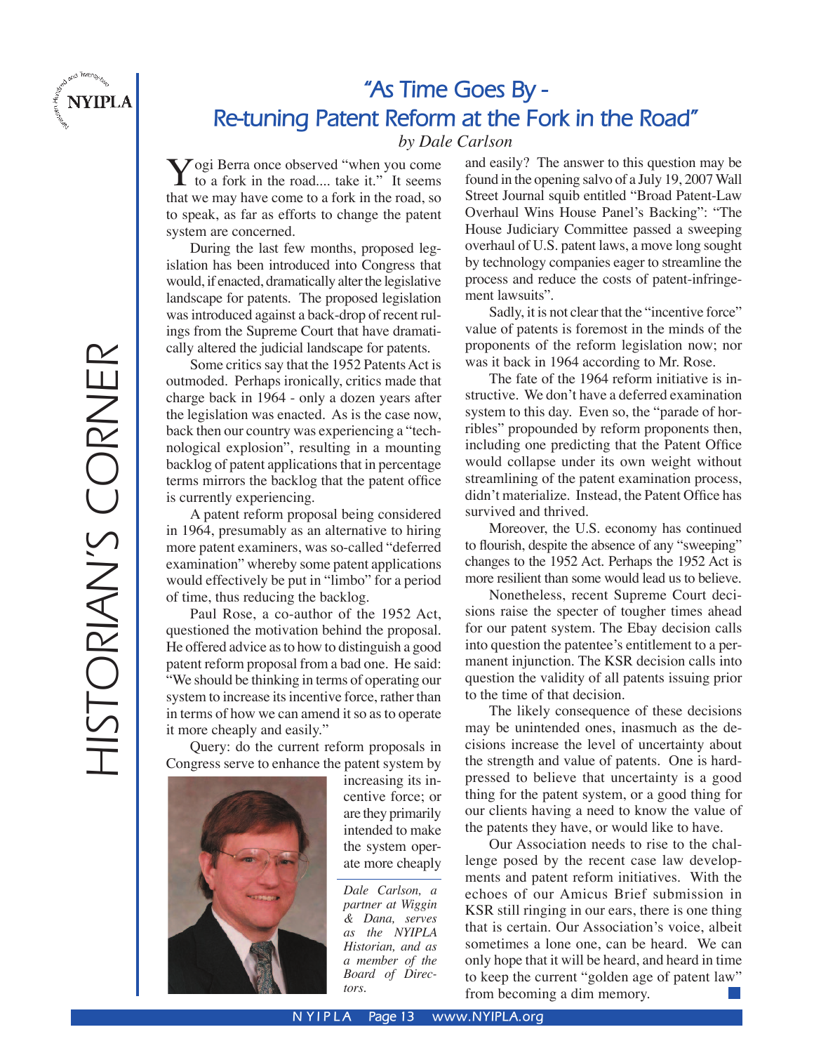# HISTORIAN'S CORNER

## "As Time Goes By - Re-tuning Patent Reform at the Fork in the Road"

*by Dale Carlson*

Yogi Berra once observed "when you come to a fork in the road.... take it." It seems that we may have come to a fork in the road, so to speak, as far as efforts to change the patent system are concerned.

During the last few months, proposed legislation has been introduced into Congress that would, if enacted, dramatically alter the legislative landscape for patents. The proposed legislation was introduced against a back-drop of recent rulings from the Supreme Court that have dramatically altered the judicial landscape for patents.

Some critics say that the 1952 Patents Act is outmoded. Perhaps ironically, critics made that charge back in 1964 - only a dozen years after the legislation was enacted. As is the case now, back then our country was experiencing a "technological explosion", resulting in a mounting backlog of patent applications that in percentage terms mirrors the backlog that the patent office is currently experiencing.

A patent reform proposal being considered in 1964, presumably as an alternative to hiring more patent examiners, was so-called "deferred examination" whereby some patent applications would effectively be put in "limbo" for a period of time, thus reducing the backlog.

Paul Rose, a co-author of the 1952 Act, questioned the motivation behind the proposal. He offered advice as to how to distinguish a good patent reform proposal from a bad one. He said: "We should be thinking in terms of operating our system to increase its incentive force, rather than in terms of how we can amend it so as to operate it more cheaply and easily."

Query: do the current reform proposals in Congress serve to enhance the patent system by increasing its incentive force; or are they primarily intended to make the system operate more cheaply and easily? The answer to this question may be found in the opening salvo of a July 19, 2007 Wall Street Journal squib entitled "Broad Patent-Law Overhaul Wins House Panel's Backing": "The House Judiciary Committee passed a sweeping overhaul of U.S. patent laws, a move long sought by technology companies eager to streamline the process and reduce the costs of patent-infringement lawsuits".

*Dale Carlson, a partner at Wiggin & Dana, serves as the NYIPLA Historian, and as a member of the Board of Directors.*

Sadly, it is not clear that the "incentive force" value of patents is foremost in the minds of the proponents of the reform legislation now; nor was it back in 1964 according to Mr. Rose.

The fate of the 1964 reform initiative is instructive. We don't have a deferred examination system to this day. Even so, the "parade of horribles" propounded by reform proponents then, including one predicting that the Patent Office would collapse under its own weight without streamlining of the patent examination process, didn't materialize. Instead, the Patent Office has survived and thrived.

Moreover, the U.S. economy has continued to flourish, despite the absence of any "sweeping" changes to the 1952 Act. Perhaps the 1952 Act is more resilient than some would lead us to believe.

Nonetheless, recent Supreme Court decisions raise the specter of tougher times ahead for our patent system. The Ebay decision calls into question the patentee's entitlement to a permanent injunction. The KSR decision calls into question the validity of all patents issuing prior to the time of that decision.

The likely consequence of these decisions may be unintended ones, inasmuch as the decisions increase the level of uncertainty about the strength and value of patents. One is hard-pressed to believe that uncertainty is a good thing for the patent system, or a good thing for our clients having a need to know the value of the patents they have, or would like to have.

Our Association needs to rise to the challenge posed by the recent case law developments and patent reform initiatives. With the echoes of our Amicus Brief submission in KSR still ringing in our ears, there is one thing that is certain. Our Association's voice, albeit sometimes a lone one, can be heard. We can only hope that it will be heard, and heard in time to keep the current "golden age of patent law" from becoming a dim memory.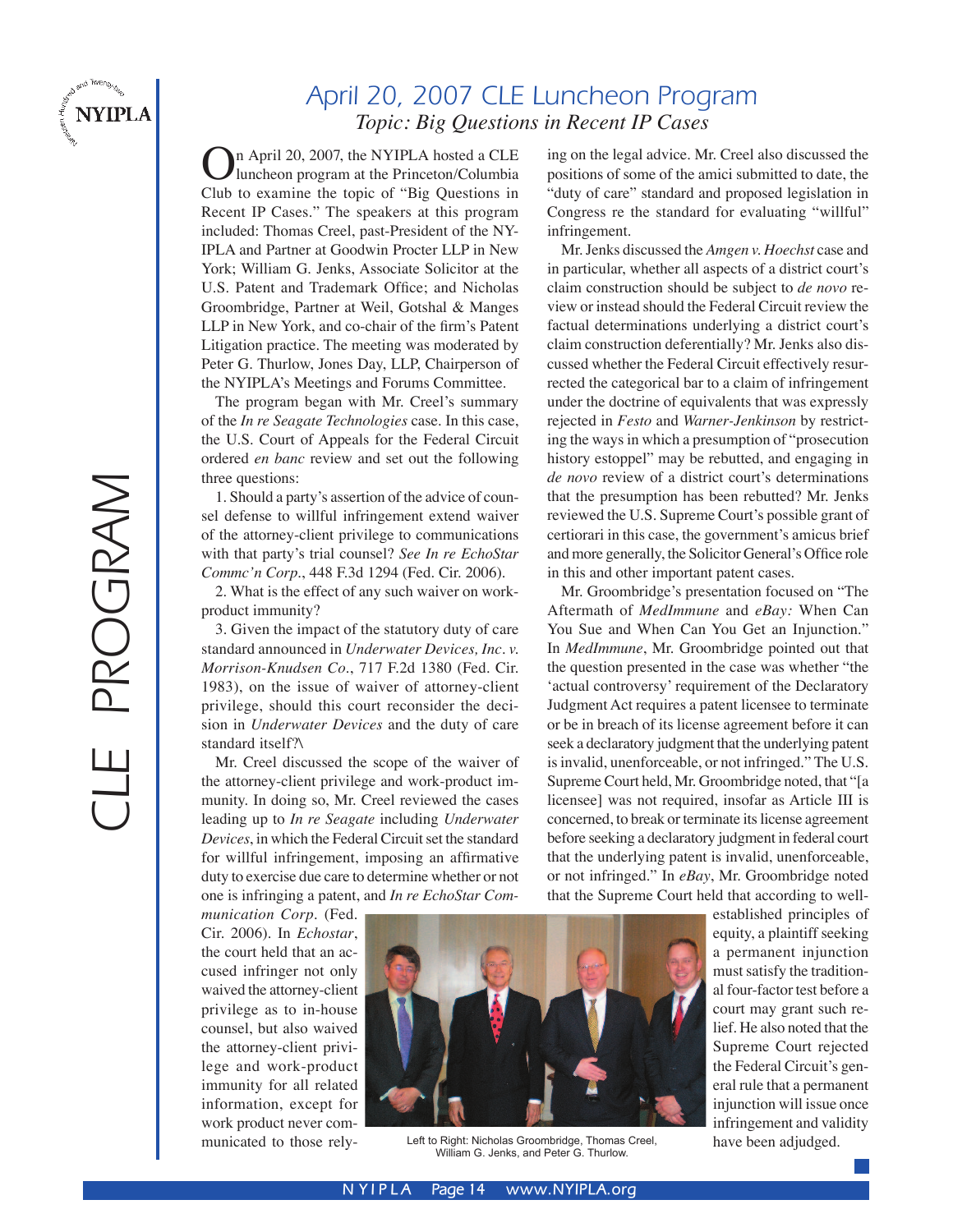# April 20, 2007 CLE Luncheon Program

## Topic: Big Questions in Recent IP Cases

On April 20, 2007, the NYIPLA hosted a CLE luncheon program at the Princeton/Columbia Club to examine the topic of "Big Questions in Recent IP Cases." The speakers at this program included: Thomas Creel, past-President of the NY-IPLA and Partner at Goodwin Procter LLP in New York; William G. Jenks, Associate Solicitor at the U.S. Patent and Trademark Office; and Nicholas Groombridge, Partner at Weil, Gotshal & Manges LLP in New York, and co-chair of the firm's Patent Litigation practice. The meeting was moderated by Peter G. Thurlow, Jones Day, LLP, Chairperson of the NYIPLA's Meetings and Forums Committee.

The program began with Mr. Creel's summary of the *In re Seagate Technologies* case. In this case, the U.S. Court of Appeals for the Federal Circuit ordered *en banc* review and set out the following three questions:

1. Should a party's assertion of the advice of counsel defense to willful infringement extend waiver of the attorney-client privilege to communications with that party's trial counsel? *See In re EchoStar Commc'n Corp.*, 448 F.3d 1294 (Fed. Cir. 2006).

2. What is the effect of any such waiver on work-product immunity?

3. Given the impact of the statutory duty of care standard announced in *Underwater Devices, Inc. v. Morrison-Knudsen Co.*, 717 F.2d 1380 (Fed. Cir. 1983), on the issue of waiver of attorney-client privilege, should this court reconsider the decision in *Underwater Devices* and the duty of care standard itself?\

Mr. Creel discussed the scope of the waiver of the attorney-client privilege and work-product immunity. In doing so, Mr. Creel reviewed the cases leading up to *In re Seagate* including *Underwater Devices*, in which the Federal Circuit set the standard for willful infringement, imposing an affirmative duty to exercise due care to determine whether or not one is infringing a patent, and *In re EchoStar Communication Corp*. (Fed. Cir. 2006). In *Echostar*, the court held that an accused infringer not only waived the attorney-client privilege as to in-house counsel, but also waived the attorney-client privilege and work-product immunity for all related information, except for work product never communicated to those relying on the legal advice. Mr. Creel also discussed the positions of some of the amici submitted to date, the "duty of care" standard and proposed legislation in Congress re the standard for evaluating "willful" infringement.

Mr. Jenks discussed the *Amgen v. Hoechst* case and in particular, whether all aspects of a district court's claim construction should be subject to *de novo* review or instead should the Federal Circuit review the factual determinations underlying a district court's claim construction deferentially? Mr. Jenks also discussed whether the Federal Circuit effectively resurrected the categorical bar to a claim of infringement under the doctrine of equivalents that was expressly rejected in *Festo* and *Warner-Jenkinson* by restricting the ways in which a presumption of "prosecution history estoppel" may be rebutted, and engaging in *de novo* review of a district court's determinations that the presumption has been rebutted? Mr. Jenks reviewed the U.S. Supreme Court's possible grant of certiorari in this case, the government's amicus brief and more generally, the Solicitor General's Office role in this and other important patent cases.

Mr. Groombridge's presentation focused on "The Aftermath of *MedImmune* and *eBay:* When Can You Sue and When Can You Get an Injunction." In *MedImmune*, Mr. Groombridge pointed out that the question presented in the case was whether "the 'actual controversy' requirement of the Declaratory Judgment Act requires a patent licensee to terminate or be in breach of its license agreement before it can seek a declaratory judgment that the underlying patent is invalid, unenforceable, or not infringed." The U.S. Supreme Court held, Mr. Groombridge noted, that "[a licensee] was not required, insofar as Article III is concerned, to break or terminate its license agreement before seeking a declaratory judgment in federal court that the underlying patent is invalid, unenforceable, or not infringed." In *eBay*, Mr. Groombridge noted that the Supreme Court held that according to well-established principles of equity, a plaintiff seeking a permanent injunction must satisfy the traditional four-factor test before a court may grant such relief. He also noted that the Supreme Court rejected the Federal Circuit's general rule that a permanent injunction will issue once infringement and validity have been adjudged.

Left to Right: Nicholas Groombridge, Thomas Creel, William G. Jenks, and Peter G. Thurlow.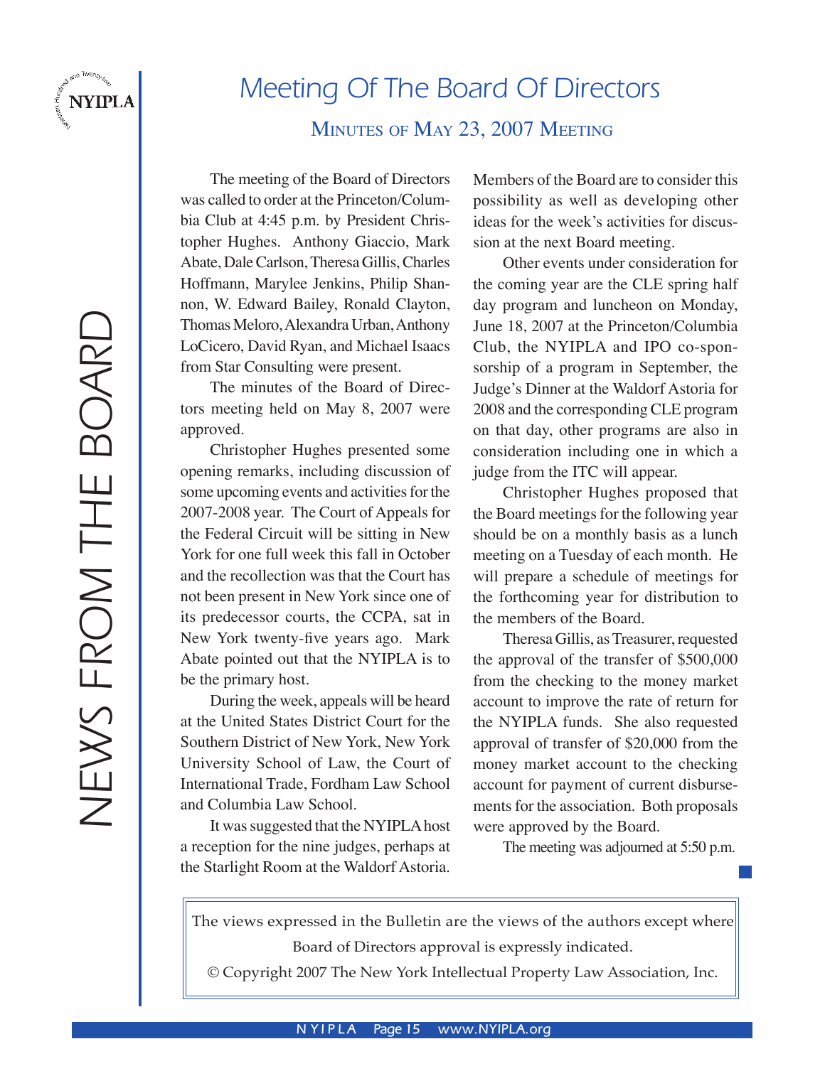# Meeting Of The Board Of Directors

## Minutes of May 23, 2007 Meeting

The meeting of the Board of Directors was called to order at the Princeton/Columbia Club at 4:45 p.m. by President Christopher Hughes. Anthony Giaccio, Mark Abate, Dale Carlson, Theresa Gillis, Charles Hoffmann, Marylee Jenkins, Philip Shannon, W. Edward Bailey, Ronald Clayton, Thomas Meloro, Alexandra Urban, Anthony LoCicero, David Ryan, and Michael Isaacs from Star Consulting were present.

The minutes of the Board of Directors meeting held on May 8, 2007 were approved.

Christopher Hughes presented some opening remarks, including discussion of some upcoming events and activities for the 2007-2008 year. The Court of Appeals for the Federal Circuit will be sitting in New York for one full week this fall in October and the recollection was that the Court has not been present in New York since one of its predecessor courts, the CCPA, sat in New York twenty-five years ago. Mark Abate pointed out that the NYIPLA is to be the primary host.

During the week, appeals will be heard at the United States District Court for the Southern District of New York, New York University School of Law, the Court of International Trade, Fordham Law School and Columbia Law School.

It was suggested that the NYIPLA host a reception for the nine judges, perhaps at the Starlight Room at the Waldorf Astoria. Members of the Board are to consider this possibility as well as developing other ideas for the week's activities for discussion at the next Board meeting.

Other events under consideration for the coming year are the CLE spring half day program and luncheon on Monday, June 18, 2007 at the Princeton/Columbia Club, the NYIPLA and IPO co-sponsorship of a program in September, the Judge's Dinner at the Waldorf Astoria for 2008 and the corresponding CLE program on that day, other programs are also in consideration including one in which a judge from the ITC will appear.

Christopher Hughes proposed that the Board meetings for the following year should be on a monthly basis as a lunch meeting on a Tuesday of each month. He will prepare a schedule of meetings for the forthcoming year for distribution to the members of the Board.

Theresa Gillis, as Treasurer, requested the approval of the transfer of $500,000 from the checking to the money market account to improve the rate of return for the NYIPLA funds. She also requested approval of transfer of $20,000 from the money market account to the checking account for payment of current disbursements for the association. Both proposals were approved by the Board.

The meeting was adjourned at 5:50 p.m.

---

The views expressed in the Bulletin are the views of the authors except where Board of Directors approval is expressly indicated.

© Copyright 2007 The New York Intellectual Property Law Association, Inc.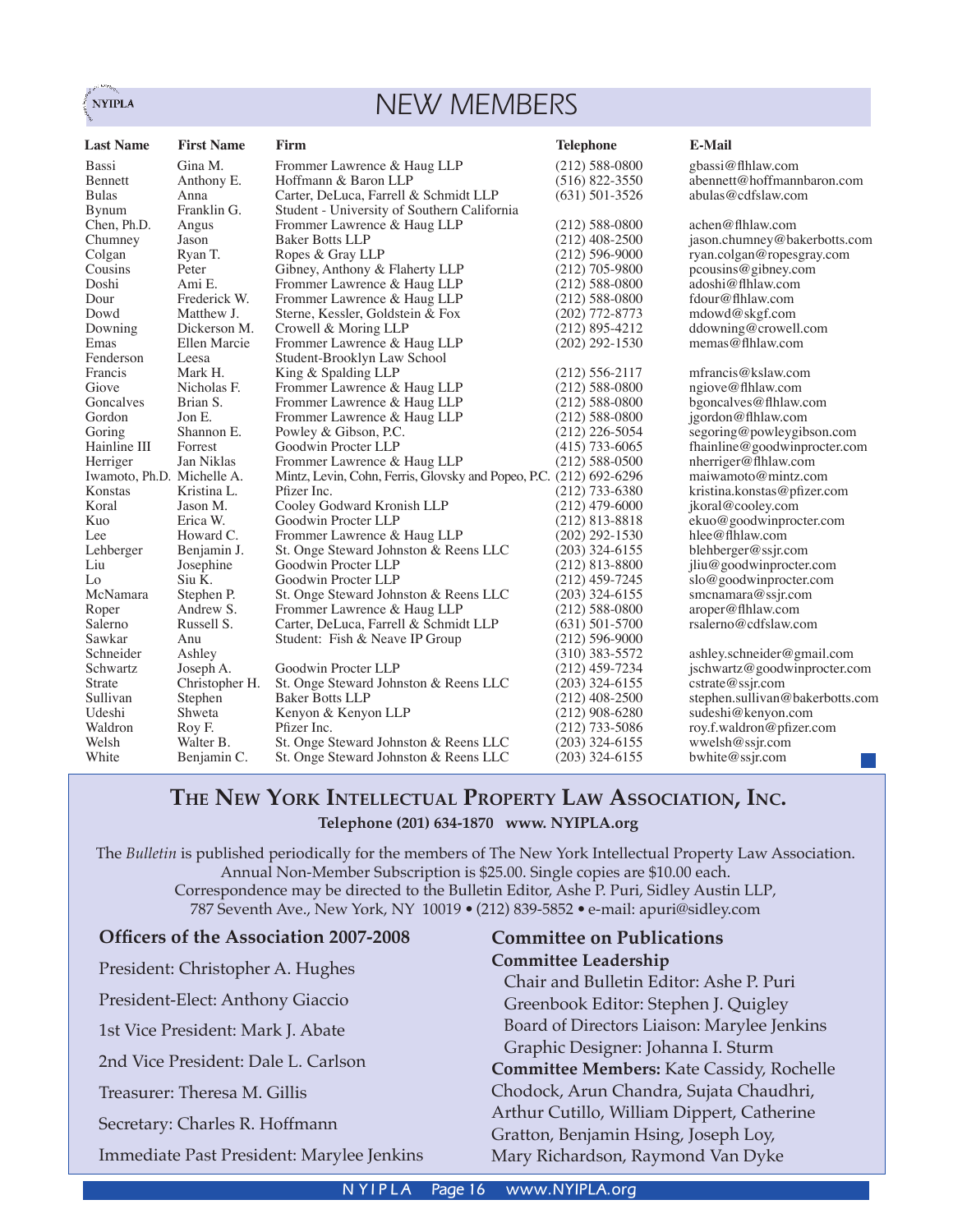# NEW MEMBERS

| Last Name | First Name | Firm | Telephone | E-Mail |
|---|---|---|---|---|
| Bassi | Gina M. | Frommer Lawrence & Haug LLP | (212) 588-0800 | gbassi@flhlaw.com |
| Bennett | Anthony E. | Hoffmann & Baron LLP | (516) 822-3550 | abennett@hoffmannbaron.com |
| Bulas | Anna | Carter, DeLuca, Farrell & Schmidt LLP | (631) 501-3526 | abulas@cdfslaw.com |
| Bynum | Franklin G. | Student - University of Southern California | | |
| Chen, Ph.D. | Angus | Frommer Lawrence & Haug LLP | (212) 588-0800 | achen@flhlaw.com |
| Chumney | Jason | Baker Botts LLP | (212) 408-2500 | jason.chumney@bakerbotts.com |
| Colgan | Ryan T. | Ropes & Gray LLP | (212) 596-9000 | ryan.colgan@ropesgray.com |
| Cousins | Peter | Gibney, Anthony & Flaherty LLP | (212) 705-9800 | pcousins@gibney.com |
| Doshi | Ami E. | Frommer Lawrence & Haug LLP | (212) 588-0800 | adoshi@flhlaw.com |
| Dour | Frederick W. | Frommer Lawrence & Haug LLP | (212) 588-0800 | fdour@flhlaw.com |
| Dowd | Matthew J. | Sterne, Kessler, Goldstein & Fox | (202) 772-8773 | mdowd@skgf.com |
| Downing | Dickerson M. | Crowell & Moring LLP | (212) 895-4212 | ddowning@crowell.com |
| Emas | Ellen Marcie | Frommer Lawrence & Haug LLP | (202) 292-1530 | memas@flhlaw.com |
| Fenderson | Leesa | Student-Brooklyn Law School | | |
| Francis | Mark H. | King & Spalding LLP | (212) 556-2117 | mfrancis@kslaw.com |
| Giove | Nicholas F. | Frommer Lawrence & Haug LLP | (212) 588-0800 | ngiove@flhlaw.com |
| Goncalves | Brian S. | Frommer Lawrence & Haug LLP | (212) 588-0800 | bgoncalves@flhlaw.com |
| Gordon | Jon E. | Frommer Lawrence & Haug LLP | (212) 588-0800 | jgordon@flhlaw.com |
| Goring | Shannon E. | Powley & Gibson, P.C. | (212) 226-5054 | segoring@powleygibson.com |
| Hainline III | Forrest | Goodwin Procter LLP | (415) 733-6065 | fhainline@goodwinprocter.com |
| Herriger | Jan Niklas | Frommer Lawrence & Haug LLP | (212) 588-0500 | nherriger@flhlaw.com |
| Iwamoto, Ph.D. | Michelle A. | Mintz, Levin, Cohn, Ferris, Glovsky and Popeo, P.C. | (212) 692-6296 | maiwamoto@mintz.com |
| Konstas | Kristina L. | Pfizer Inc. | (212) 733-6380 | kristina.konstas@pfizer.com |
| Koral | Jason M. | Cooley Godward Kronish LLP | (212) 479-6000 | jkoral@cooley.com |
| Kuo | Erica W. | Goodwin Procter LLP | (212) 813-8818 | ekuo@goodwinprocter.com |
| Lee | Howard C. | Frommer Lawrence & Haug LLP | (202) 292-1530 | hlee@flhlaw.com |
| Lehberger | Benjamin J. | St. Onge Steward Johnston & Reens LLC | (203) 324-6155 | blehberger@ssjr.com |
| Liu | Josephine | Goodwin Procter LLP | (212) 813-8800 | jliu@goodwinprocter.com |
| Lo | Siu K. | Goodwin Procter LLP | (212) 459-7245 | slo@goodwinprocter.com |
| McNamara | Stephen P. | St. Onge Steward Johnston & Reens LLC | (203) 324-6155 | smcnamara@ssjr.com |
| Roper | Andrew S. | Frommer Lawrence & Haug LLP | (212) 588-0800 | aroper@flhlaw.com |
| Salerno | Russell S. | Carter, DeLuca, Farrell & Schmidt LLP | (631) 501-5700 | rsalerno@cdfslaw.com |
| Sawkar | Anu | Student: Fish & Neave IP Group | (212) 596-9000 | |
| Schneider | Ashley | | (310) 383-5572 | ashley.schneider@gmail.com |
| Schwartz | Joseph A. | Goodwin Procter LLP | (212) 459-7234 | jschwartz@goodwinprocter.com |
| Strate | Christopher H. | St. Onge Steward Johnston & Reens LLC | (203) 324-6155 | cstrate@ssjr.com |
| Sullivan | Stephen | Baker Botts LLP | (212) 408-2500 | stephen.sullivan@bakerbotts.com |
| Udeshi | Shweta | Kenyon & Kenyon LLP | (212) 908-6280 | sudeshi@kenyon.com |
| Waldron | Roy F. | Pfizer Inc. | (212) 733-5086 | roy.f.waldron@pfizer.com |
| Welsh | Walter B. | St. Onge Steward Johnston & Reens LLC | (203) 324-6155 | wwelsh@ssjr.com |
| White | Benjamin C. | St. Onge Steward Johnston & Reens LLC | (203) 324-6155 | bwhite@ssjr.com |

## The New York Intellectual Property Law Association, Inc.

**Telephone (201) 634-1870 www. NYIPLA.org**

The *Bulletin* is published periodically for the members of The New York Intellectual Property Law Association. Annual Non-Member Subscription is $25.00. Single copies are $10.00 each. Correspondence may be directed to the Bulletin Editor, Ashe P. Puri, Sidley Austin LLP, 787 Seventh Ave., New York, NY 10019 • (212) 839-5852 • e-mail: apuri@sidley.com

### Officers of the Association 2007-2008

President: Christopher A. Hughes

President-Elect: Anthony Giaccio

1st Vice President: Mark J. Abate

2nd Vice President: Dale L. Carlson

Treasurer: Theresa M. Gillis

Secretary: Charles R. Hoffmann

Immediate Past President: Marylee Jenkins

### Committee on Publications

**Committee Leadership**

Chair and Bulletin Editor: Ashe P. Puri

Greenbook Editor: Stephen J. Quigley

Board of Directors Liaison: Marylee Jenkins

Graphic Designer: Johanna I. Sturm

**Committee Members:** Kate Cassidy, Rochelle Chodock, Arun Chandra, Sujata Chaudhri, Arthur Cutillo, William Dippert, Catherine Gratton, Benjamin Hsing, Joseph Loy, Mary Richardson, Raymond Van Dyke